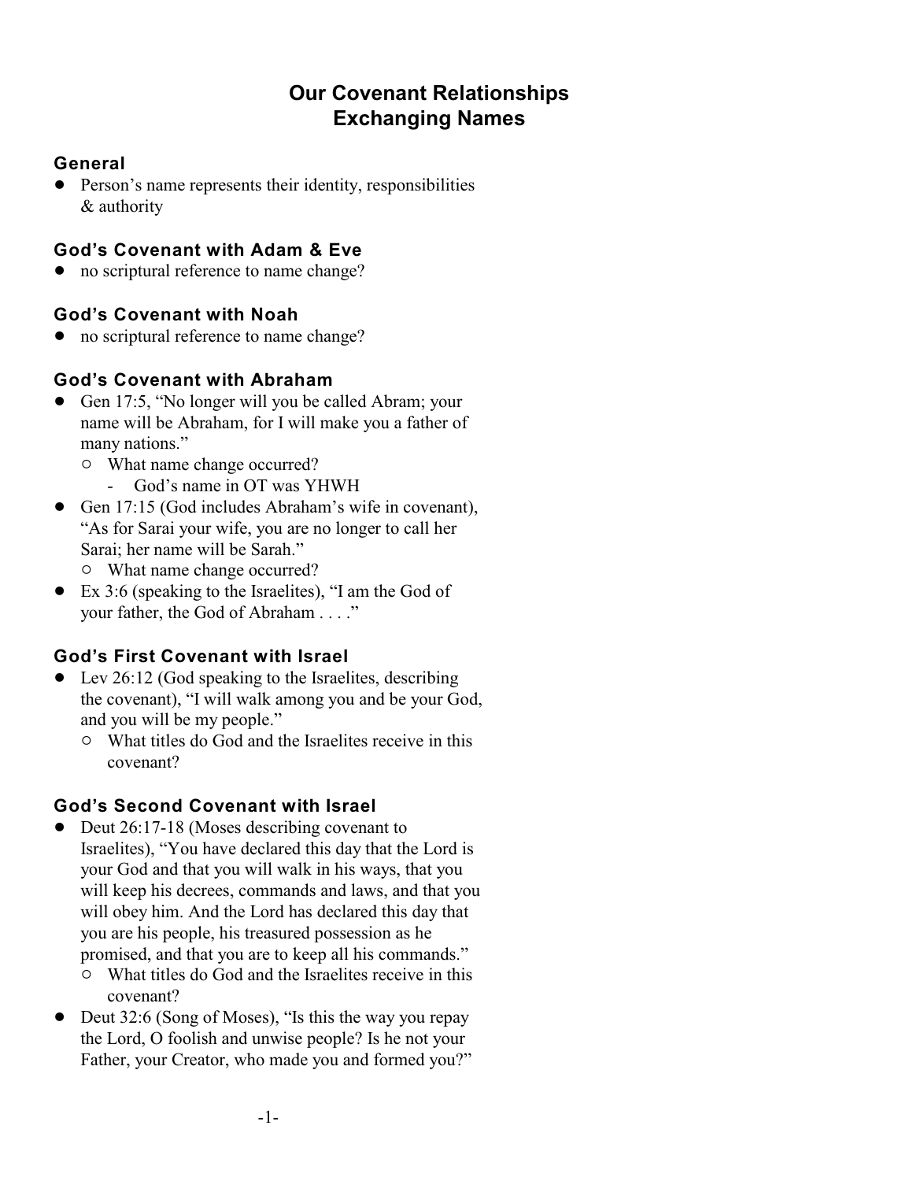# Our Covenant Relationships
# Exchanging Names

## General

- Person's name represents their identity, responsibilities & authority

## God's Covenant with Adam & Eve

- no scriptural reference to name change?

## God's Covenant with Noah

- no scriptural reference to name change?

## God's Covenant with Abraham

- Gen 17:5, "No longer will you be called Abram; your name will be Abraham, for I will make you a father of many nations."
  - What name change occurred?
    - God's name in OT was YHWH
- Gen 17:15 (God includes Abraham's wife in covenant), "As for Sarai your wife, you are no longer to call her Sarai; her name will be Sarah."
  - What name change occurred?
- Ex 3:6 (speaking to the Israelites), "I am the God of your father, the God of Abraham . . . ."

## God's First Covenant with Israel

- Lev 26:12 (God speaking to the Israelites, describing the covenant), "I will walk among you and be your God, and you will be my people."
  - What titles do God and the Israelites receive in this covenant?

## God's Second Covenant with Israel

- Deut 26:17-18 (Moses describing covenant to Israelites), "You have declared this day that the Lord is your God and that you will walk in his ways, that you will keep his decrees, commands and laws, and that you will obey him. And the Lord has declared this day that you are his people, his treasured possession as he promised, and that you are to keep all his commands."
  - What titles do God and the Israelites receive in this covenant?
- Deut 32:6 (Song of Moses), "Is this the way you repay the Lord, O foolish and unwise people? Is he not your Father, your Creator, who made you and formed you?"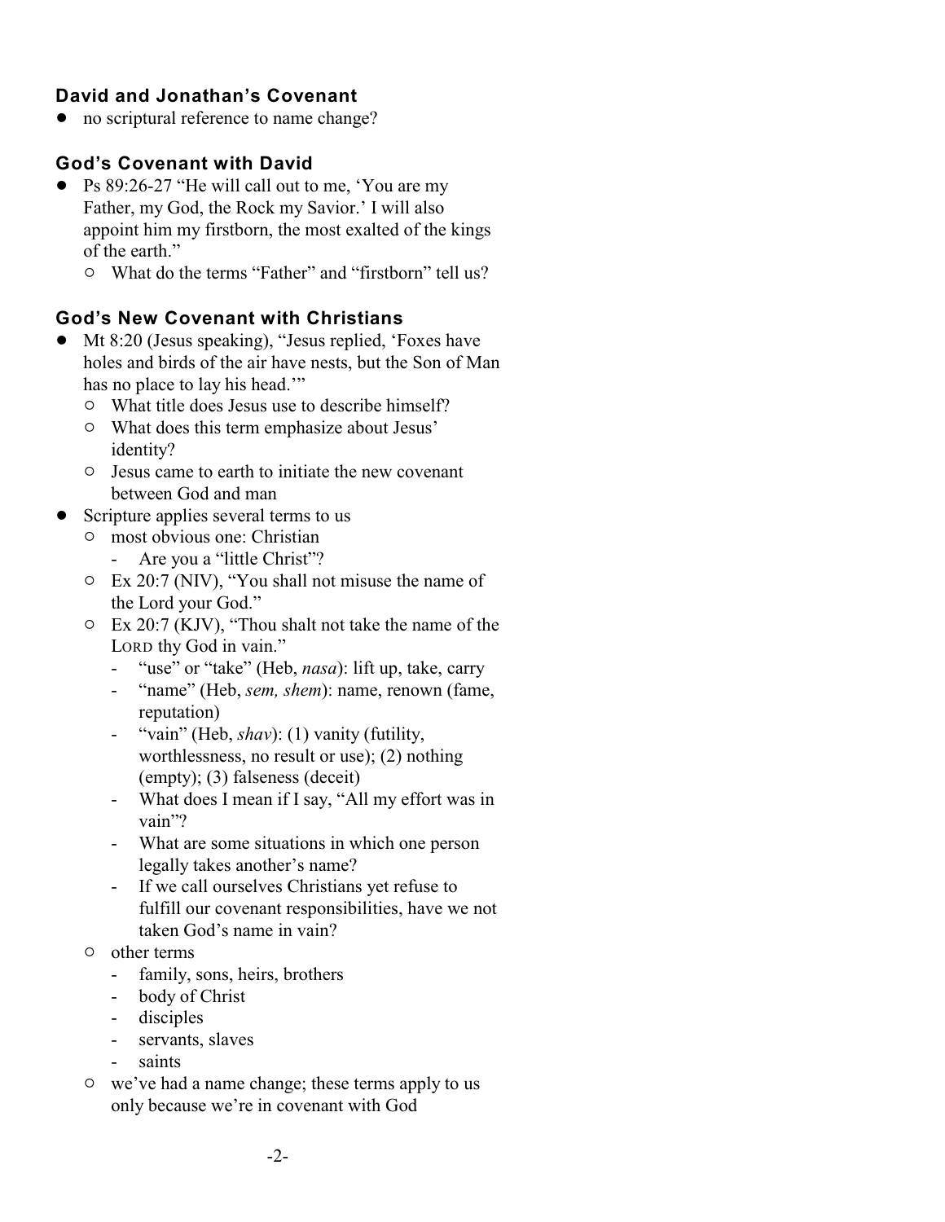### David and Jonathan's Covenant

- no scriptural reference to name change?

### God's Covenant with David

- Ps 89:26-27 "He will call out to me, 'You are my Father, my God, the Rock my Savior.' I will also appoint him my firstborn, the most exalted of the kings of the earth."
  - What do the terms "Father" and "firstborn" tell us?

### God's New Covenant with Christians

- Mt 8:20 (Jesus speaking), "Jesus replied, 'Foxes have holes and birds of the air have nests, but the Son of Man has no place to lay his head.'"
  - What title does Jesus use to describe himself?
  - What does this term emphasize about Jesus' identity?
  - Jesus came to earth to initiate the new covenant between God and man
- Scripture applies several terms to us
  - most obvious one: Christian
    - Are you a "little Christ"?
  - Ex 20:7 (NIV), "You shall not misuse the name of the Lord your God."
  - Ex 20:7 (KJV), "Thou shalt not take the name of the LORD thy God in vain."
    - "use" or "take" (Heb, *nasa*): lift up, take, carry
    - "name" (Heb, *sem, shem*): name, renown (fame, reputation)
    - "vain" (Heb, *shav*): (1) vanity (futility, worthlessness, no result or use); (2) nothing (empty); (3) falseness (deceit)
    - What does I mean if I say, "All my effort was in vain"?
    - What are some situations in which one person legally takes another's name?
    - If we call ourselves Christians yet refuse to fulfill our covenant responsibilities, have we not taken God's name in vain?
  - other terms
    - family, sons, heirs, brothers
    - body of Christ
    - disciples
    - servants, slaves
    - saints
  - we've had a name change; these terms apply to us only because we're in covenant with God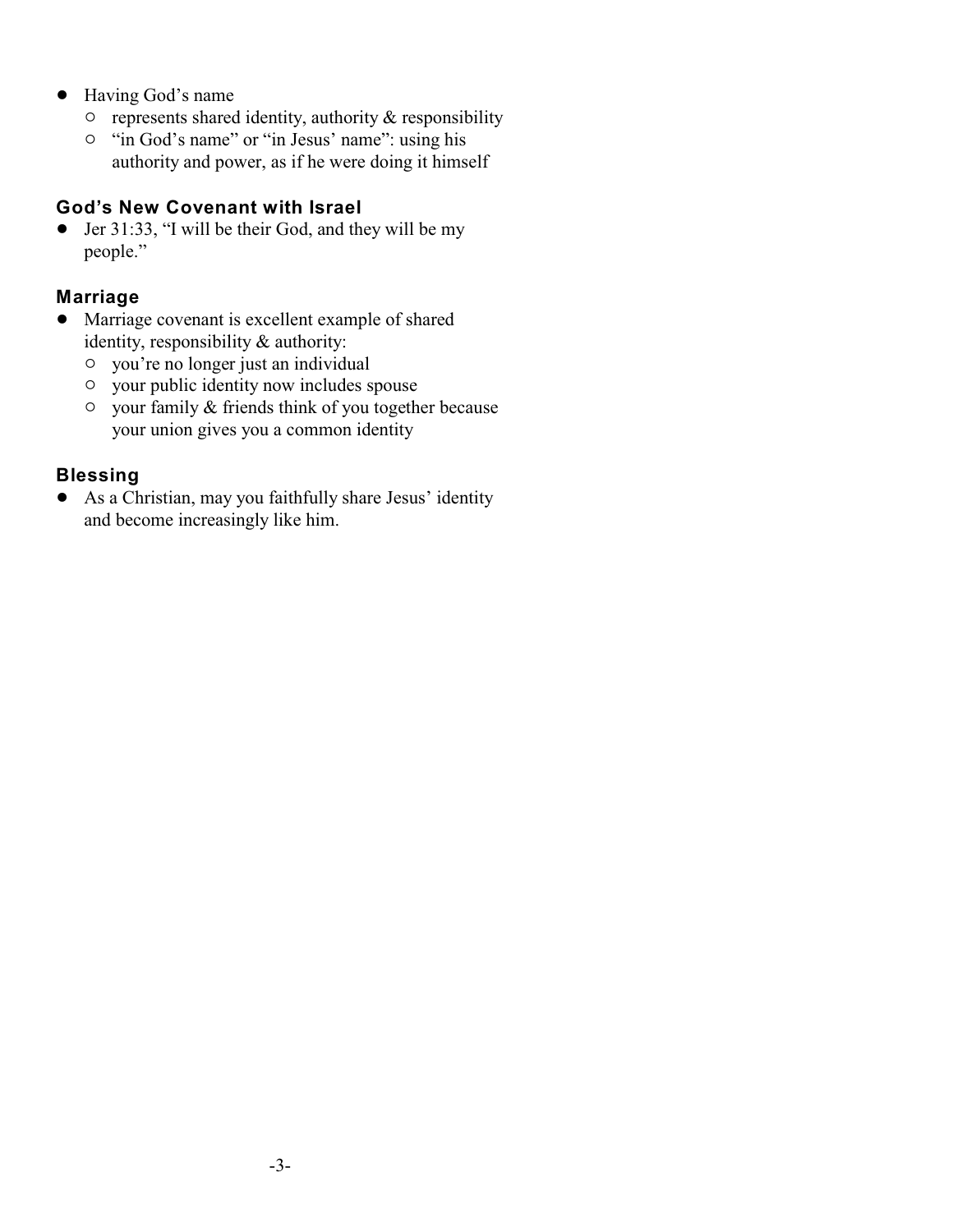- Having God's name
  - represents shared identity, authority & responsibility
  - "in God's name" or "in Jesus' name": using his authority and power, as if he were doing it himself

### God's New Covenant with Israel

- Jer 31:33, "I will be their God, and they will be my people."

### Marriage

- Marriage covenant is excellent example of shared identity, responsibility & authority:
  - you're no longer just an individual
  - your public identity now includes spouse
  - your family & friends think of you together because your union gives you a common identity

### Blessing

- As a Christian, may you faithfully share Jesus' identity and become increasingly like him.